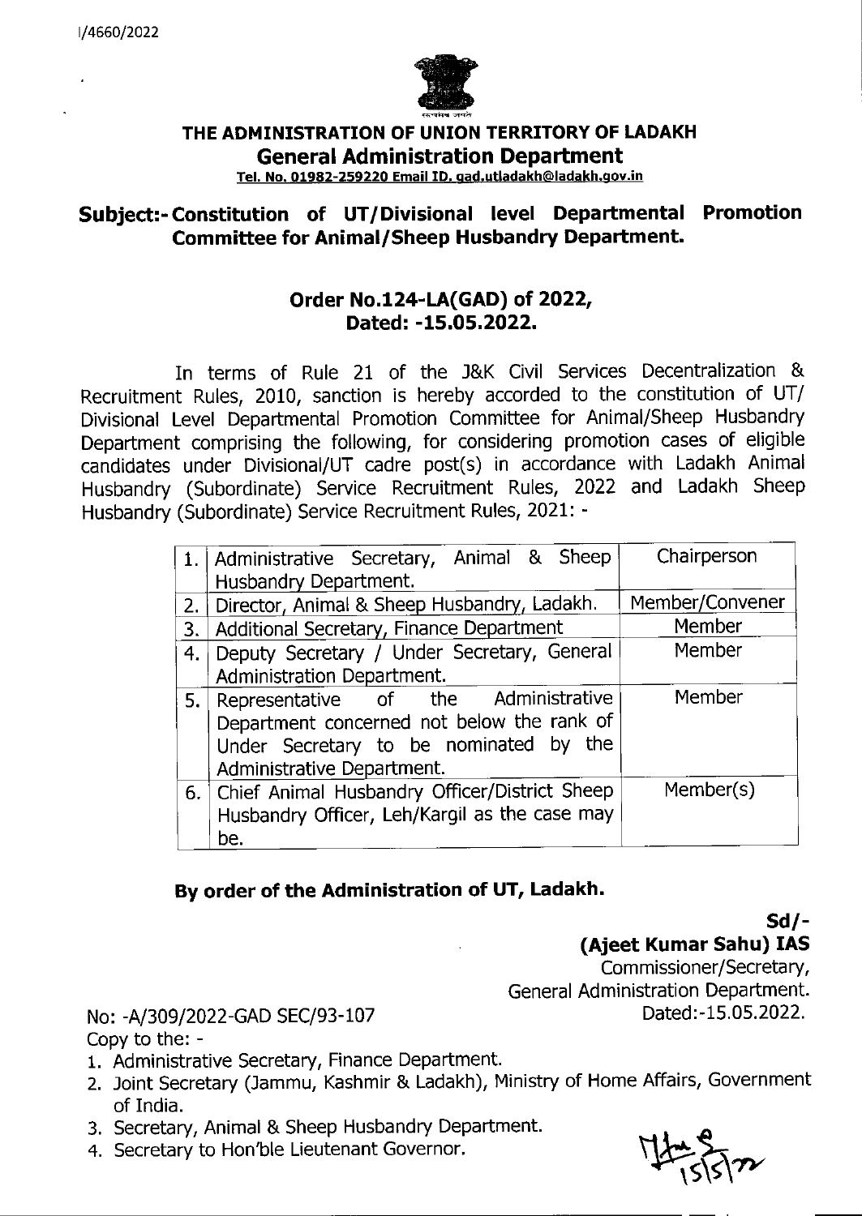I/4660/2022

**THE ADMINISTRATION OF UNION TERRITORY OF LADAKH**

**General Administration Department**

Tel. No. 01982-259220 Email ID. gad.utladakh@ladakh.gov.in

## Subject:- Constitution of UT/Divisional level Departmental Promotion Committee for Animal/Sheep Husbandry Department.

### Order No.124-LA(GAD) of 2022,
### Dated: -15.05.2022.

In terms of Rule 21 of the J&K Civil Services Decentralization & Recruitment Rules, 2010, sanction is hereby accorded to the constitution of UT/ Divisional Level Departmental Promotion Committee for Animal/Sheep Husbandry Department comprising the following, for considering promotion cases of eligible candidates under Divisional/UT cadre post(s) in accordance with Ladakh Animal Husbandry (Subordinate) Service Recruitment Rules, 2022 and Ladakh Sheep Husbandry (Subordinate) Service Recruitment Rules, 2021: -

| | | |
|---|---|---|
| 1. | Administrative Secretary, Animal & Sheep Husbandry Department. | Chairperson |
| 2. | Director, Animal & Sheep Husbandry, Ladakh. | Member/Convener |
| 3. | Additional Secretary, Finance Department | Member |
| 4. | Deputy Secretary / Under Secretary, General Administration Department. | Member |
| 5. | Representative of the Administrative Department concerned not below the rank of Under Secretary to be nominated by the Administrative Department. | Member |
| 6. | Chief Animal Husbandry Officer/District Sheep Husbandry Officer, Leh/Kargil as the case may be. | Member(s) |

**By order of the Administration of UT, Ladakh.**

**Sd/-**
**(Ajeet Kumar Sahu) IAS**
Commissioner/Secretary,
General Administration Department.

No: -A/309/2022-GAD SEC/93-107 Dated:-15.05.2022.

Copy to the: -

1. Administrative Secretary, Finance Department.
2. Joint Secretary (Jammu, Kashmir & Ladakh), Ministry of Home Affairs, Government of India.
3. Secretary, Animal & Sheep Husbandry Department.
4. Secretary to Hon'ble Lieutenant Governor.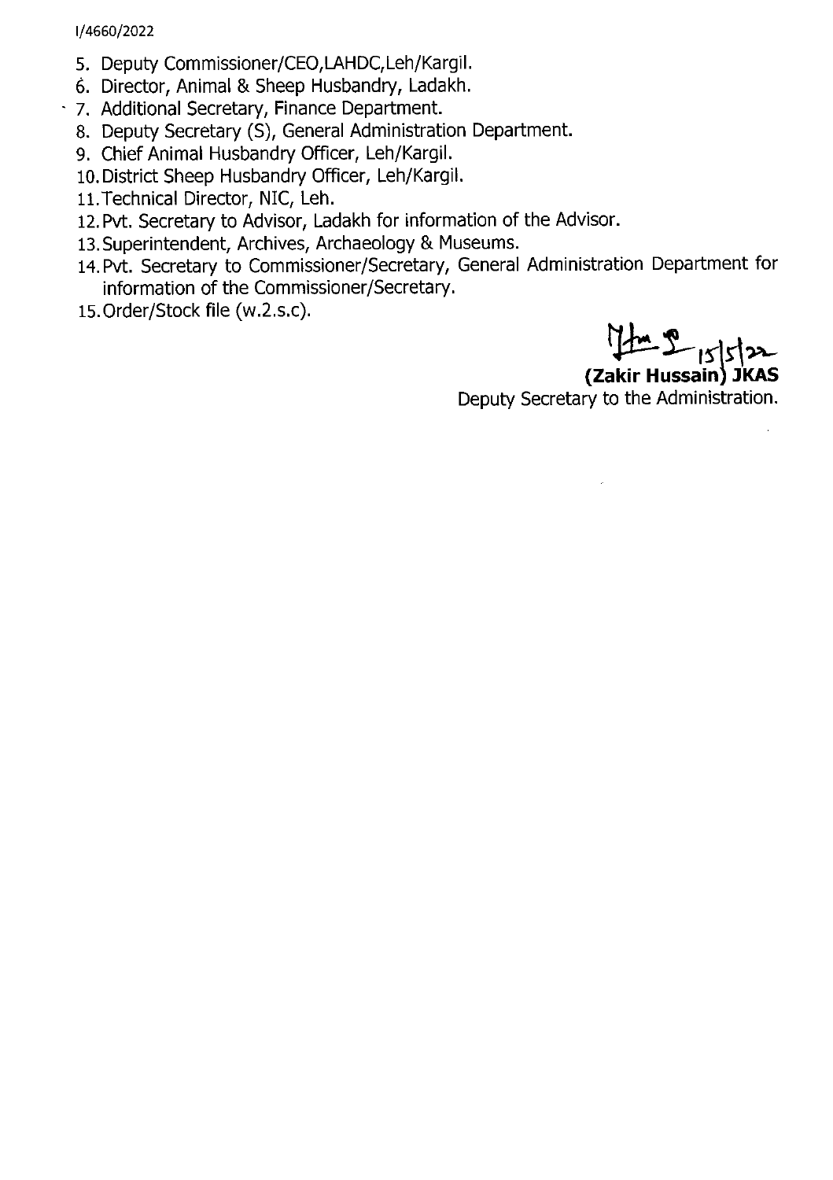I/4660/2022

5. Deputy Commissioner/CEO,LAHDC,Leh/Kargil.
6. Director, Animal & Sheep Husbandry, Ladakh.
7. Additional Secretary, Finance Department.
8. Deputy Secretary (S), General Administration Department.
9. Chief Animal Husbandry Officer, Leh/Kargil.
10. District Sheep Husbandry Officer, Leh/Kargil.
11. Technical Director, NIC, Leh.
12. Pvt. Secretary to Advisor, Ladakh for information of the Advisor.
13. Superintendent, Archives, Archaeology & Museums.
14. Pvt. Secretary to Commissioner/Secretary, General Administration Department for information of the Commissioner/Secretary.
15. Order/Stock file (w.2.s.c).

15/5/22

**(Zakir Hussain) JKAS**
Deputy Secretary to the Administration.